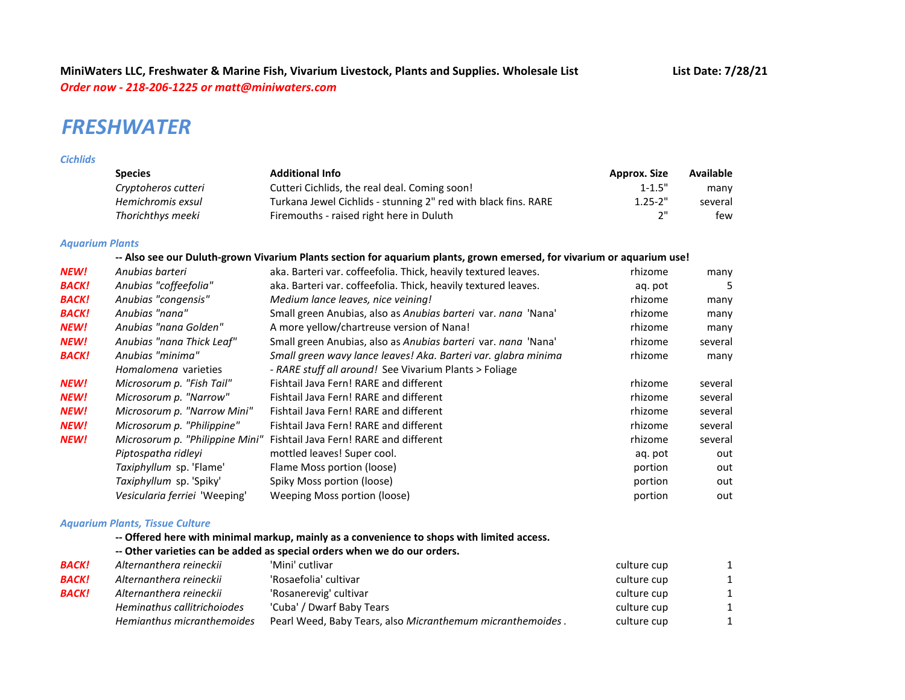**MiniWaters LLC, Freshwater & Marine Fish, Vivarium Livestock, Plants and Supplies. Wholesale List** **List Date: 7/28/21**

*Order now - 218-206-1225 or matt@miniwaters.com*

# FRESHWATER

### *Cichlids*

| | Species | Additional Info | Approx. Size | Available |
|---|---|---|---|---|
| | *Cryptoheros cutteri* | Cutteri Cichlids, the real deal. Coming soon! | 1-1.5" | many |
| | *Hemichromis exsul* | Turkana Jewel Cichlids - stunning 2" red with black fins. RARE | 1.25-2" | several |
| | *Thorichthys meeki* | Firemouths - raised right here in Duluth | 2" | few |

### *Aquarium Plants*

**-- Also see our Duluth-grown Vivarium Plants section for aquarium plants, grown emersed, for vivarium or aquarium use!**

| | Species | Additional Info | Approx. Size | Available |
|---|---|---|---|---|
| ***NEW!*** | *Anubias barteri* | aka. Barteri var. coffeefolia. Thick, heavily textured leaves. | rhizome | many |
| ***BACK!*** | *Anubias "coffeefolia"* | aka. Barteri var. coffeefolia. Thick, heavily textured leaves. | aq. pot | 5 |
| ***BACK!*** | *Anubias "congensis"* | *Medium lance leaves, nice veining!* | rhizome | many |
| ***BACK!*** | *Anubias "nana"* | Small green Anubias, also as *Anubias barteri* var. *nana* 'Nana' | rhizome | many |
| ***NEW!*** | *Anubias "nana Golden"* | A more yellow/chartreuse version of Nana! | rhizome | many |
| ***NEW!*** | *Anubias "nana Thick Leaf"* | Small green Anubias, also as *Anubias barteri* var. *nana* 'Nana' | rhizome | several |
| ***BACK!*** | *Anubias "minima"* | *Small green wavy lance leaves! Aka. Barteri var. glabra minima* | rhizome | many |
| | *Homalomena* varieties | *- RARE stuff all around!* See Vivarium Plants > Foliage | | |
| ***NEW!*** | *Microsorum p. "Fish Tail"* | Fishtail Java Fern! RARE and different | rhizome | several |
| ***NEW!*** | *Microsorum p. "Narrow"* | Fishtail Java Fern! RARE and different | rhizome | several |
| ***NEW!*** | *Microsorum p. "Narrow Mini"* | Fishtail Java Fern! RARE and different | rhizome | several |
| ***NEW!*** | *Microsorum p. "Philippine"* | Fishtail Java Fern! RARE and different | rhizome | several |
| ***NEW!*** | *Microsorum p. "Philippine Mini"* | Fishtail Java Fern! RARE and different | rhizome | several |
| | *Piptospatha ridleyi* | mottled leaves! Super cool. | aq. pot | out |
| | *Taxiphyllum* sp. 'Flame' | Flame Moss portion (loose) | portion | out |
| | *Taxiphyllum* sp. 'Spiky' | Spiky Moss portion (loose) | portion | out |
| | *Vesicularia ferriei* 'Weeping' | Weeping Moss portion (loose) | portion | out |

### *Aquarium Plants, Tissue Culture*

**-- Offered here with minimal markup, mainly as a convenience to shops with limited access.**
**-- Other varieties can be added as special orders when we do our orders.**

| | Species | Additional Info | Approx. Size | Available |
|---|---|---|---|---|
| ***BACK!*** | *Alternanthera reineckii* | 'Mini' cutlivar | culture cup | 1 |
| ***BACK!*** | *Alternanthera reineckii* | 'Rosaefolia' cultivar | culture cup | 1 |
| ***BACK!*** | *Alternanthera reineckii* | 'Rosanerevig' cultivar | culture cup | 1 |
| | *Heminathus callitrichoiodes* | 'Cuba' / Dwarf Baby Tears | culture cup | 1 |
| | *Hemianthus micranthemoides* | Pearl Weed, Baby Tears, also *Micranthemum micranthemoides* . | culture cup | 1 |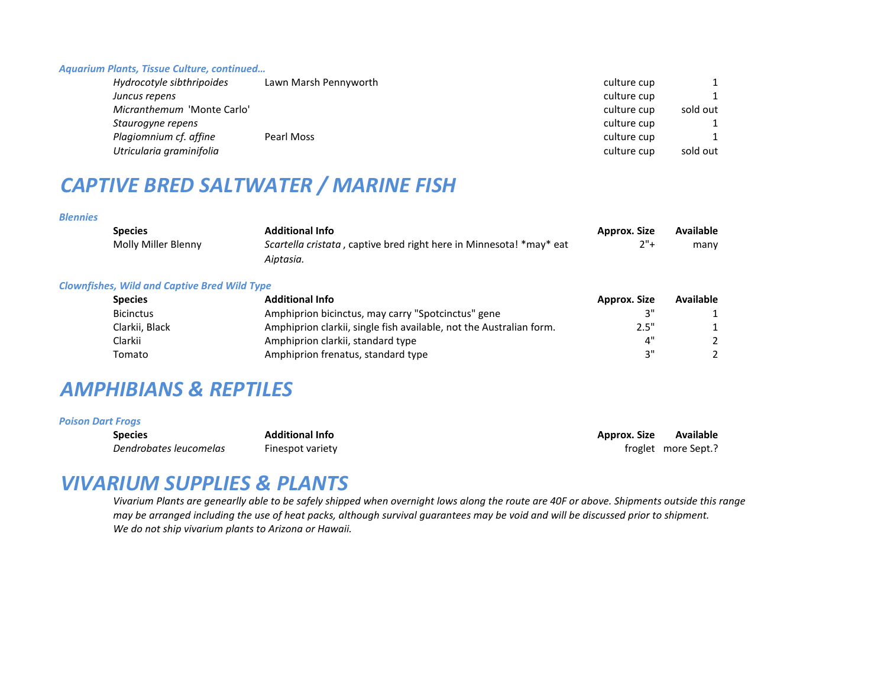### *Aquarium Plants, Tissue Culture, continued…*

| | | | |
|---|---|---|---|
| *Hydrocotyle sibthripoides* | Lawn Marsh Pennyworth | culture cup | 1 |
| *Juncus repens* | | culture cup | 1 |
| *Micranthemum* 'Monte Carlo' | | culture cup | sold out |
| *Staurogyne repens* | | culture cup | 1 |
| *Plagiomnium cf. affine* | Pearl Moss | culture cup | 1 |
| *Utricularia graminifolia* | | culture cup | sold out |

# *CAPTIVE BRED SALTWATER / MARINE FISH*

### *Blennies*

| **Species** | **Additional Info** | **Approx. Size** | **Available** |
|---|---|---|---|
| Molly Miller Blenny | *Scartella cristata* , captive bred right here in Minnesota! *may* eat *Aiptasia.* | 2"+ | many |

### *Clownfishes, Wild and Captive Bred Wild Type*

| **Species** | **Additional Info** | **Approx. Size** | **Available** |
|---|---|---|---|
| Bicinctus | Amphiprion bicinctus, may carry "Spotcinctus" gene | 3" | 1 |
| Clarkii, Black | Amphiprion clarkii, single fish available, not the Australian form. | 2.5" | 1 |
| Clarkii | Amphiprion clarkii, standard type | 4" | 2 |
| Tomato | Amphiprion frenatus, standard type | 3" | 2 |

# *AMPHIBIANS & REPTILES*

### *Poison Dart Frogs*

| **Species** | **Additional Info** | **Approx. Size** | **Available** |
|---|---|---|---|
| *Dendrobates leucomelas* | Finespot variety | froglet | more Sept.? |

# *VIVARIUM SUPPLIES & PLANTS*

*Vivarium Plants are genearlly able to be safely shipped when overnight lows along the route are 40F or above. Shipments outside this range may be arranged including the use of heat packs, although survival guarantees may be void and will be discussed prior to shipment.*
*We do not ship vivarium plants to Arizona or Hawaii.*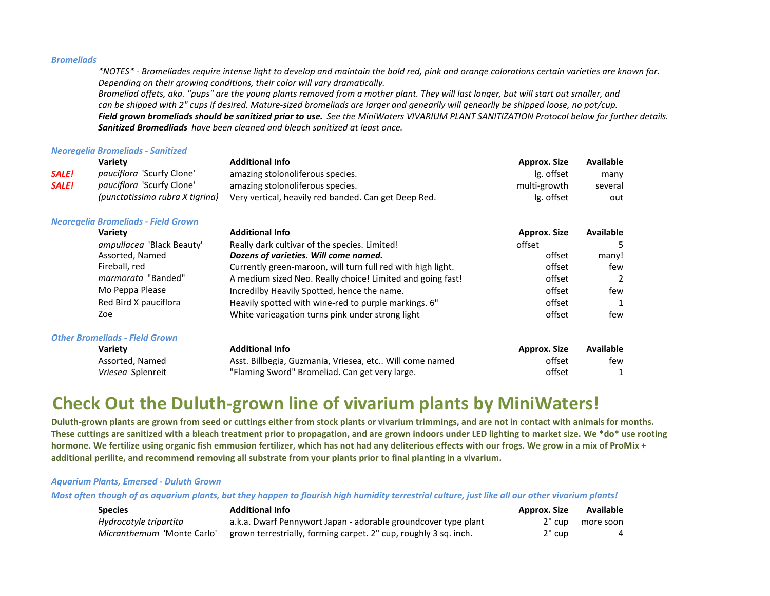### *Bromeliads*

*\*NOTES\* - Bromeliades require intense light to develop and maintain the bold red, pink and orange colorations certain varieties are known for. Depending on their growing conditions, their color will vary dramatically.*
*Bromeliad offets, aka. "pups" are the young plants removed from a mother plant. They will last longer, but will start out smaller, and can be shipped with 2" cups if desired. Mature-sized bromeliads are larger and genearlly will genearllly be shipped loose, no pot/cup.*
***Field grown bromeliads should be sanitized prior to use.*** *See the MiniWaters VIVARIUM PLANT SANITIZATION Protocol below for further details.*
***Sanitized Bromedliads*** *have been cleaned and bleach sanitized at least once.*

### *Neoregelia Bromeliads - Sanitized*

| | Variety | Additional Info | Approx. Size | Available |
|---|---|---|---|---|
| SALE! | *pauciflora* 'Scurfy Clone' | amazing stolonoliferous species. | lg. offset | many |
| SALE! | *pauciflora* 'Scurfy Clone' | amazing stolonoliferous species. | multi-growth | several |
| | *(punctatissima rubra X tigrina)* | Very vertical, heavily red banded. Can get Deep Red. | lg. offset | out |

### *Neoregelia Bromeliads - Field Grown*

| Variety | Additional Info | Approx. Size | Available |
|---|---|---|---|
| *ampullacea* 'Black Beauty' | Really dark cultivar of the species. Limited! | offset | 5 |
| Assorted, Named | ***Dozens of varieties. Will come named.*** | offset | many! |
| Fireball, red | Currently green-maroon, will turn full red with high light. | offset | few |
| *marmorata* "Banded" | A medium sized Neo. Really choice! Limited and going fast! | offset | 2 |
| Mo Peppa Please | Incredilby Heavily Spotted, hence the name. | offset | few |
| Red Bird X pauciflora | Heavily spotted with wine-red to purple markings. 6" | offset | 1 |
| Zoe | White varieagation turns pink under strong light | offset | few |

### *Other Bromeliads - Field Grown*

| Variety | Additional Info | Approx. Size | Available |
|---|---|---|---|
| Assorted, Named | Asst. Billbegia, Guzmania, Vriesea, etc.. Will come named | offset | few |
| *Vriesea* Splenreit | "Flaming Sword" Bromeliad. Can get very large. | offset | 1 |

# Check Out the Duluth-grown line of vivarium plants by MiniWaters!

**Duluth-grown plants are grown from seed or cuttings either from stock plants or vivarium trimmings, and are not in contact with animals for months. These cuttings are sanitized with a bleach treatment prior to propagation, and are grown indoors under LED lighting to market size. We \*do\* use rooting hormone. We fertilize using organic fish emmusion fertilizer, which has not had any deliterious effects with our frogs. We grow in a mix of ProMix + additional perilite, and recommend removing all substrate from your plants prior to final planting in a vivarium.**

### *Aquarium Plants, Emersed - Duluth Grown*

*Most often though of as aquarium plants, but they happen to flourish high humidity terrestrial culture, just like all our other vivarium plants!*

| Species | Additional Info | Approx. Size | Available |
|---|---|---|---|
| *Hydrocotyle tripartita* | a.k.a. Dwarf Pennywort Japan - adorable groundcover type plant | 2" cup | more soon |
| *Micranthemum* 'Monte Carlo' | grown terrestrially, forming carpet. 2" cup, roughly 3 sq. inch. | 2" cup | 4 |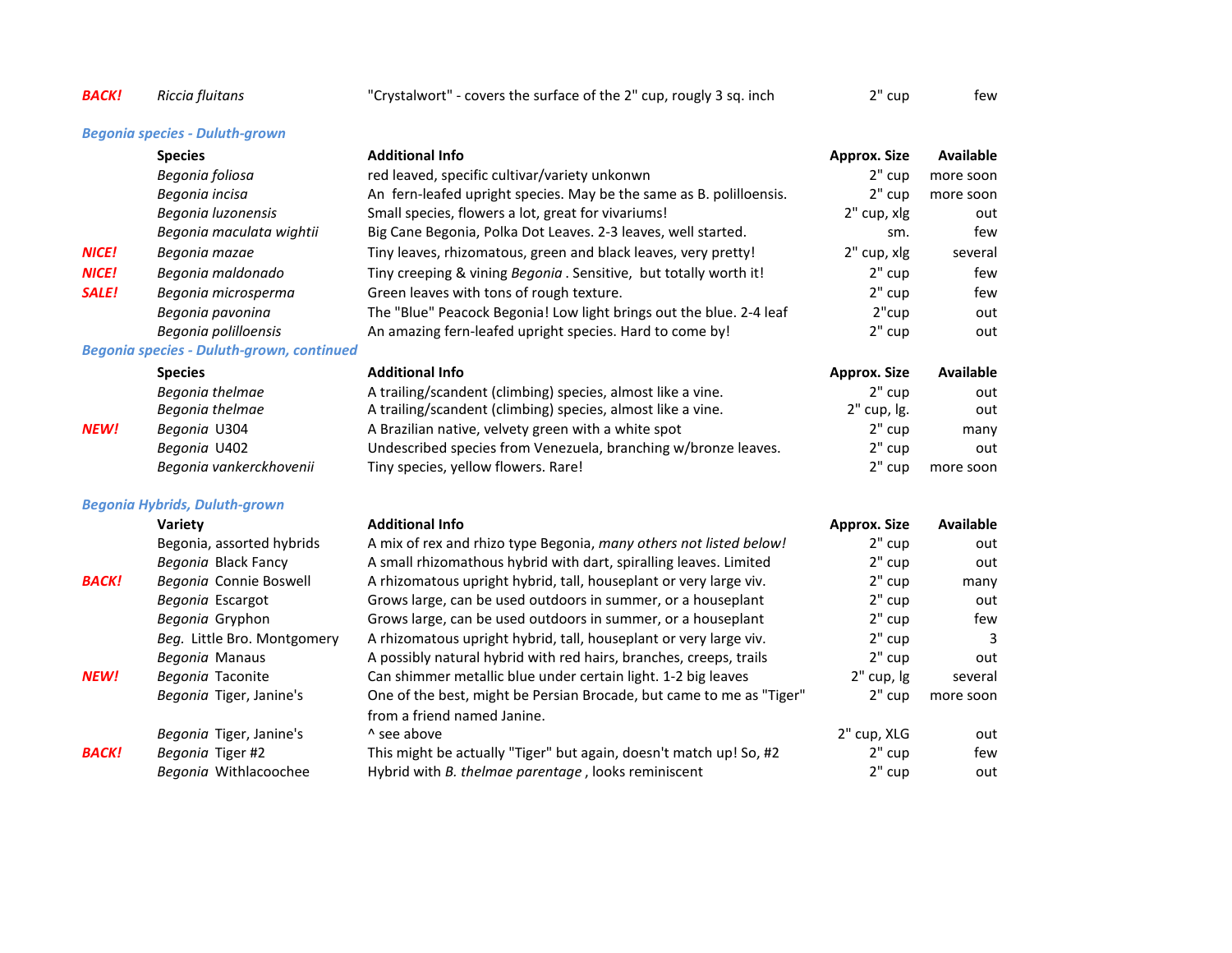| | | | | |
|---|---|---|---|---|
| ***BACK!*** | *Riccia fluitans* | "Crystalwort" - covers the surface of the 2" cup, roughly 3 sq. inch | 2" cup | few |

### *Begonia species - Duluth-grown*

| | Species | Additional Info | Approx. Size | Available |
|---|---|---|---|---|
| | *Begonia foliosa* | red leaved, specific cultivar/variety unkonwn | 2" cup | more soon |
| | *Begonia incisa* | An fern-leafed upright species. May be the same as B. polilloensis. | 2" cup | more soon |
| | *Begonia luzonensis* | Small species, flowers a lot, great for vivariums! | 2" cup, xlg | out |
| | *Begonia maculata wightii* | Big Cane Begonia, Polka Dot Leaves. 2-3 leaves, well started. | sm. | few |
| ***NICE!*** | *Begonia mazae* | Tiny leaves, rhizomatous, green and black leaves, very pretty! | 2" cup, xlg | several |
| ***NICE!*** | *Begonia maldonado* | Tiny creeping & vining *Begonia* . Sensitive, but totally worth it! | 2" cup | few |
| ***SALE!*** | *Begonia microsperma* | Green leaves with tons of rough texture. | 2" cup | few |
| | *Begonia pavonina* | The "Blue" Peacock Begonia! Low light brings out the blue. 2-4 leaf | 2"cup | out |
| | *Begonia polilloensis* | An amazing fern-leafed upright species. Hard to come by! | 2" cup | out |

### *Begonia species - Duluth-grown, continued*

| | Species | Additional Info | Approx. Size | Available |
|---|---|---|---|---|
| | *Begonia thelmae* | A trailing/scandent (climbing) species, almost like a vine. | 2" cup | out |
| | *Begonia thelmae* | A trailing/scandent (climbing) species, almost like a vine. | 2" cup, lg. | out |
| ***NEW!*** | *Begonia* U304 | A Brazilian native, velvety green with a white spot | 2" cup | many |
| | *Begonia* U402 | Undescribed species from Venezuela, branching w/bronze leaves. | 2" cup | out |
| | *Begonia vankerckhovenii* | Tiny species, yellow flowers. Rare! | 2" cup | more soon |

### *Begonia Hybrids, Duluth-grown*

| | Variety | Additional Info | Approx. Size | Available |
|---|---|---|---|---|
| | Begonia, assorted hybrids | A mix of rex and rhizo type Begonia, *many others not listed below!* | 2" cup | out |
| | *Begonia* Black Fancy | A small rhizomathous hybrid with dart, spiralling leaves. Limited | 2" cup | out |
| ***BACK!*** | *Begonia* Connie Boswell | A rhizomatous upright hybrid, tall, houseplant or very large viv. | 2" cup | many |
| | *Begonia* Escargot | Grows large, can be used outdoors in summer, or a houseplant | 2" cup | out |
| | *Begonia* Gryphon | Grows large, can be used outdoors in summer, or a houseplant | 2" cup | few |
| | *Beg.* Little Bro. Montgomery | A rhizomatous upright hybrid, tall, houseplant or very large viv. | 2" cup | 3 |
| | *Begonia* Manaus | A possibly natural hybrid with red hairs, branches, creeps, trails | 2" cup | out |
| ***NEW!*** | *Begonia* Taconite | Can shimmer metallic blue under certain light. 1-2 big leaves | 2" cup, lg | several |
| | *Begonia* Tiger, Janine's | One of the best, might be Persian Brocade, but came to me as "Tiger" from a friend named Janine. | 2" cup | more soon |
| | *Begonia* Tiger, Janine's | ^ see above | 2" cup, XLG | out |
| ***BACK!*** | *Begonia* Tiger #2 | This might be actually "Tiger" but again, doesn't match up! So, #2 | 2" cup | few |
| | *Begonia* Withlacoochee | Hybrid with *B. thelmae parentage* , looks reminiscent | 2" cup | out |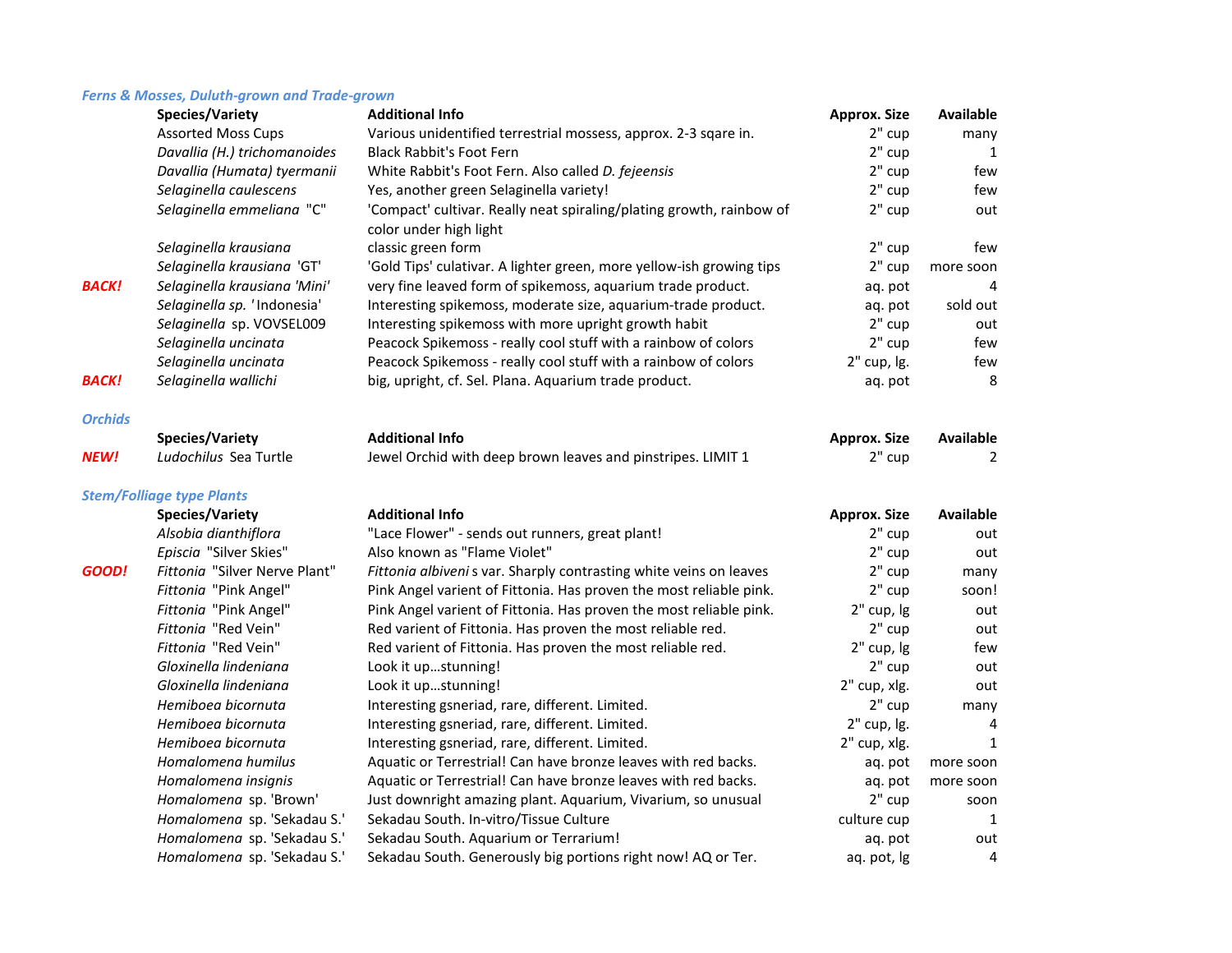### *Ferns & Mosses, Duluth-grown and Trade-grown*

| | Species/Variety | Additional Info | Approx. Size | Available |
|---|---|---|---|---|
| | Assorted Moss Cups | Various unidentified terrestrial mossess, approx. 2-3 sqare in. | 2" cup | many |
| | *Davallia (H.) trichomanoides* | Black Rabbit's Foot Fern | 2" cup | 1 |
| | *Davallia (Humata) tyermanii* | White Rabbit's Foot Fern. Also called *D. fejeensis* | 2" cup | few |
| | *Selaginella caulescens* | Yes, another green Selaginella variety! | 2" cup | few |
| | *Selaginella emmeliana* "C" | 'Compact' cultivar. Really neat spiraling/plating growth, rainbow of color under high light | 2" cup | out |
| | *Selaginella krausiana* | classic green form | 2" cup | few |
| | *Selaginella krausiana* 'GT' | 'Gold Tips' culativar. A lighter green, more yellow-ish growing tips | 2" cup | more soon |
| ***BACK!*** | *Selaginella krausiana 'Mini'* | very fine leaved form of spikemoss, aquarium trade product. | aq. pot | 4 |
| | *Selaginella sp. '* Indonesia' | Interesting spikemoss, moderate size, aquarium-trade product. | aq. pot | sold out |
| | *Selaginella* sp. VOVSEL009 | Interesting spikemoss with more upright growth habit | 2" cup | out |
| | *Selaginella uncinata* | Peacock Spikemoss - really cool stuff with a rainbow of colors | 2" cup | few |
| | *Selaginella uncinata* | Peacock Spikemoss - really cool stuff with a rainbow of colors | 2" cup, lg. | few |
| ***BACK!*** | *Selaginella wallichi* | big, upright, cf. Sel. Plana. Aquarium trade product. | aq. pot | 8 |

### *Orchids*

| | Species/Variety | Additional Info | Approx. Size | Available |
|---|---|---|---|---|
| ***NEW!*** | *Ludochilus* Sea Turtle | Jewel Orchid with deep brown leaves and pinstripes. LIMIT 1 | 2" cup | 2 |

### *Stem/Foliage type Plants*

| | Species/Variety | Additional Info | Approx. Size | Available |
|---|---|---|---|---|
| | *Alsobia dianthiflora* | "Lace Flower" - sends out runners, great plant! | 2" cup | out |
| | *Episcia* "Silver Skies" | Also known as "Flame Violet" | 2" cup | out |
| ***GOOD!*** | *Fittonia* "Silver Nerve Plant" | *Fittonia albiveni* s var. Sharply contrasting white veins on leaves | 2" cup | many |
| | *Fittonia* "Pink Angel" | Pink Angel varient of Fittonia. Has proven the most reliable pink. | 2" cup | soon! |
| | *Fittonia* "Pink Angel" | Pink Angel varient of Fittonia. Has proven the most reliable pink. | 2" cup, lg | out |
| | *Fittonia* "Red Vein" | Red varient of Fittonia. Has proven the most reliable red. | 2" cup | out |
| | *Fittonia* "Red Vein" | Red varient of Fittonia. Has proven the most reliable red. | 2" cup, lg | few |
| | *Gloxinella lindeniana* | Look it up…stunning! | 2" cup | out |
| | *Gloxinella lindeniana* | Look it up…stunning! | 2" cup, xlg. | out |
| | *Hemiboea bicornuta* | Interesting gsneriad, rare, different. Limited. | 2" cup | many |
| | *Hemiboea bicornuta* | Interesting gsneriad, rare, different. Limited. | 2" cup, lg. | 4 |
| | *Hemiboea bicornuta* | Interesting gsneriad, rare, different. Limited. | 2" cup, xlg. | 1 |
| | *Homalomena humilus* | Aquatic or Terrestrial! Can have bronze leaves with red backs. | aq. pot | more soon |
| | *Homalomena insignis* | Aquatic or Terrestrial! Can have bronze leaves with red backs. | aq. pot | more soon |
| | *Homalomena* sp. 'Brown' | Just downright amazing plant. Aquarium, Vivarium, so unusual | 2" cup | soon |
| | *Homalomena* sp. 'Sekadau S.' | Sekadau South. In-vitro/Tissue Culture | culture cup | 1 |
| | *Homalomena* sp. 'Sekadau S.' | Sekadau South. Aquarium or Terrarium! | aq. pot | out |
| | *Homalomena* sp. 'Sekadau S.' | Sekadau South. Generously big portions right now! AQ or Ter. | aq. pot, lg | 4 |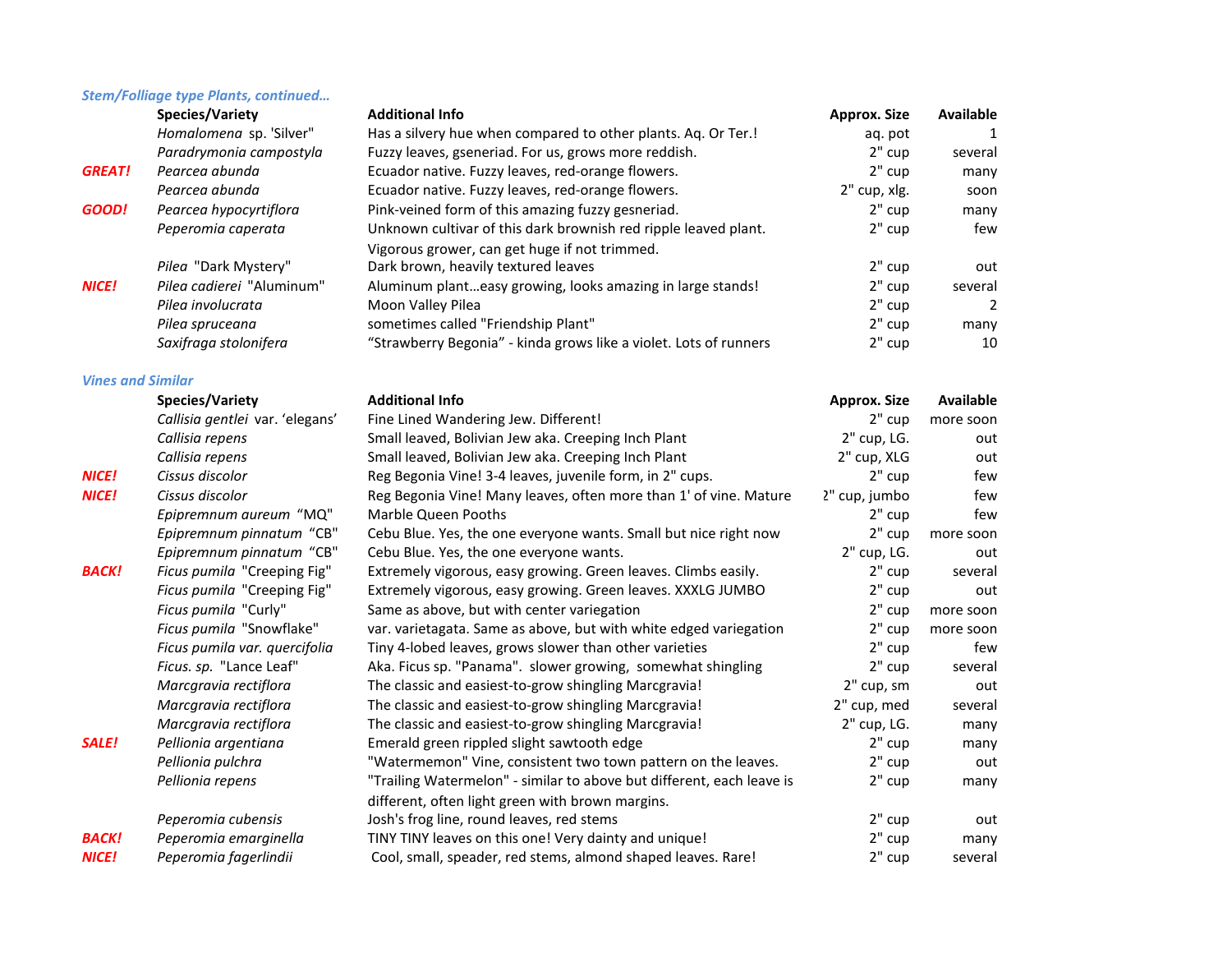### *Stem/Folliage type Plants, continued…*

| | Species/Variety | Additional Info | Approx. Size | Available |
|---|---|---|---|---|
| | *Homalomena* sp. 'Silver" | Has a silvery hue when compared to other plants. Aq. Or Ter.! | aq. pot | 1 |
| | *Paradrymonia campostyla* | Fuzzy leaves, gseneriad. For us, grows more reddish. | 2" cup | several |
| **GREAT!** | *Pearcea abunda* | Ecuador native. Fuzzy leaves, red-orange flowers. | 2" cup | many |
| | *Pearcea abunda* | Ecuador native. Fuzzy leaves, red-orange flowers. | 2" cup, xlg. | soon |
| **GOOD!** | *Pearcea hypocyrtiflora* | Pink-veined form of this amazing fuzzy gesneriad. | 2" cup | many |
| | *Peperomia caperata* | Unknown cultivar of this dark brownish red ripple leaved plant. Vigorous grower, can get huge if not trimmed. | 2" cup | few |
| | *Pilea* "Dark Mystery" | Dark brown, heavily textured leaves | 2" cup | out |
| **NICE!** | *Pilea cadierei* "Aluminum" | Aluminum plant…easy growing, looks amazing in large stands! | 2" cup | several |
| | *Pilea involucrata* | Moon Valley Pilea | 2" cup | 2 |
| | *Pilea spruceana* | sometimes called "Friendship Plant" | 2" cup | many |
| | *Saxifraga stolonifera* | "Strawberry Begonia" - kinda grows like a violet. Lots of runners | 2" cup | 10 |

### *Vines and Similar*

| | Species/Variety | Additional Info | Approx. Size | Available |
|---|---|---|---|---|
| | *Callisia gentlei* var. 'elegans' | Fine Lined Wandering Jew. Different! | 2" cup | more soon |
| | *Callisia repens* | Small leaved, Bolivian Jew aka. Creeping Inch Plant | 2" cup, LG. | out |
| | *Callisia repens* | Small leaved, Bolivian Jew aka. Creeping Inch Plant | 2" cup, XLG | out |
| **NICE!** | *Cissus discolor* | Reg Begonia Vine! 3-4 leaves, juvenile form, in 2" cups. | 2" cup | few |
| **NICE!** | *Cissus discolor* | Reg Begonia Vine! Many leaves, often more than 1' of vine. Mature | 2" cup, jumbo | few |
| | *Epipremnum aureum* "MQ" | Marble Queen Pooths | 2" cup | few |
| | *Epipremnum pinnatum* "CB" | Cebu Blue. Yes, the one everyone wants. Small but nice right now | 2" cup | more soon |
| | *Epipremnum pinnatum* "CB" | Cebu Blue. Yes, the one everyone wants. | 2" cup, LG. | out |
| **BACK!** | *Ficus pumila* "Creeping Fig" | Extremely vigorous, easy growing. Green leaves. Climbs easily. | 2" cup | several |
| | *Ficus pumila* "Creeping Fig" | Extremely vigorous, easy growing. Green leaves. XXXLG JUMBO | 2" cup | out |
| | *Ficus pumila* "Curly" | Same as above, but with center variegation | 2" cup | more soon |
| | *Ficus pumila* "Snowflake" | var. varietagata. Same as above, but with white edged variegation | 2" cup | more soon |
| | *Ficus pumila var. quercifolia* | Tiny 4-lobed leaves, grows slower than other varieties | 2" cup | few |
| | *Ficus. sp.* "Lance Leaf" | Aka. Ficus sp. "Panama". slower growing, somewhat shingling | 2" cup | several |
| | *Marcgravia rectiflora* | The classic and easiest-to-grow shingling Marcgravia! | 2" cup, sm | out |
| | *Marcgravia rectiflora* | The classic and easiest-to-grow shingling Marcgravia! | 2" cup, med | several |
| | *Marcgravia rectiflora* | The classic and easiest-to-grow shingling Marcgravia! | 2" cup, LG. | many |
| **SALE!** | *Pellionia argentiana* | Emerald green rippled slight sawtooth edge | 2" cup | many |
| | *Pellionia pulchra* | "Watermemon" Vine, consistent two town pattern on the leaves. | 2" cup | out |
| | *Pellionia repens* | "Trailing Watermelon" - similar to above but different, each leave is different, often light green with brown margins. | 2" cup | many |
| | *Peperomia cubensis* | Josh's frog line, round leaves, red stems | 2" cup | out |
| **BACK!** | *Peperomia emarginella* | TINY TINY leaves on this one! Very dainty and unique! | 2" cup | many |
| **NICE!** | *Peperomia fagerlindii* | Cool, small, speader, red stems, almond shaped leaves. Rare! | 2" cup | several |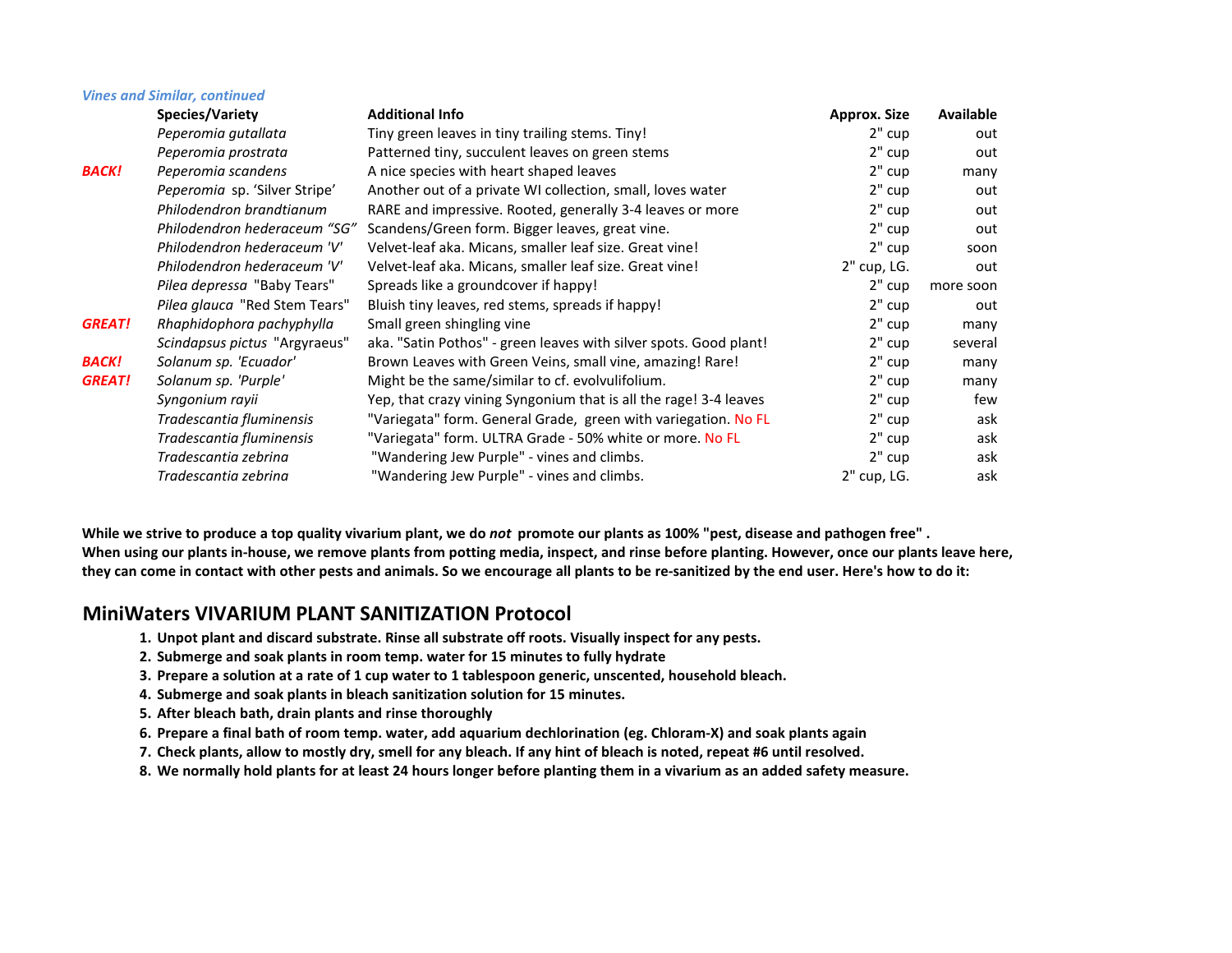*Vines and Similar, continued*

| | Species/Variety | Additional Info | Approx. Size | Available |
|---|---|---|---|---|
| | *Peperomia gutallata* | Tiny green leaves in tiny trailing stems. Tiny! | 2" cup | out |
| | *Peperomia prostrata* | Patterned tiny, succulent leaves on green stems | 2" cup | out |
| ***BACK!*** | *Peperomia scandens* | A nice species with heart shaped leaves | 2" cup | many |
| | *Peperomia* sp. 'Silver Stripe' | Another out of a private WI collection, small, loves water | 2" cup | out |
| | *Philodendron brandtianum* | RARE and impressive. Rooted, generally 3-4 leaves or more | 2" cup | out |
| | *Philodendron hederaceum "SG"* | Scandens/Green form. Bigger leaves, great vine. | 2" cup | out |
| | *Philodendron hederaceum 'V'* | Velvet-leaf aka. Micans, smaller leaf size. Great vine! | 2" cup | soon |
| | *Philodendron hederaceum 'V'* | Velvet-leaf aka. Micans, smaller leaf size. Great vine! | 2" cup, LG. | out |
| | *Pilea depressa* "Baby Tears" | Spreads like a groundcover if happy! | 2" cup | more soon |
| | *Pilea glauca* "Red Stem Tears" | Bluish tiny leaves, red stems, spreads if happy! | 2" cup | out |
| ***GREAT!*** | *Rhaphidophora pachyphylla* | Small green shingling vine | 2" cup | many |
| | *Scindapsus pictus* "Argyraeus" | aka. "Satin Pothos" - green leaves with silver spots. Good plant! | 2" cup | several |
| ***BACK!*** | *Solanum sp. 'Ecuador'* | Brown Leaves with Green Veins, small vine, amazing! Rare! | 2" cup | many |
| ***GREAT!*** | *Solanum sp. 'Purple'* | Might be the same/similar to cf. evolvulifolium. | 2" cup | many |
| | *Syngonium rayii* | Yep, that crazy vining Syngonium that is all the rage! 3-4 leaves | 2" cup | few |
| | *Tradescantia fluminensis* | "Variegata" form. General Grade, green with variegation. No FL | 2" cup | ask |
| | *Tradescantia fluminensis* | "Variegata" form. ULTRA Grade - 50% white or more. No FL | 2" cup | ask |
| | *Tradescantia zebrina* | "Wandering Jew Purple" - vines and climbs. | 2" cup | ask |
| | *Tradescantia zebrina* | "Wandering Jew Purple" - vines and climbs. | 2" cup, LG. | ask |

**While we strive to produce a top quality vivarium plant, we do *not* promote our plants as 100% "pest, disease and pathogen free" . When using our plants in-house, we remove plants from potting media, inspect, and rinse before planting. However, once our plants leave here, they can come in contact with other pests and animals. So we encourage all plants to be re-sanitized by the end user. Here's how to do it:**

## MiniWaters VIVARIUM PLANT SANITIZATION Protocol

1. **Unpot plant and discard substrate. Rinse all substrate off roots. Visually inspect for any pests.**
2. **Submerge and soak plants in room temp. water for 15 minutes to fully hydrate**
3. **Prepare a solution at a rate of 1 cup water to 1 tablespoon generic, unscented, household bleach.**
4. **Submerge and soak plants in bleach sanitization solution for 15 minutes.**
5. **After bleach bath, drain plants and rinse thoroughly**
6. **Prepare a final bath of room temp. water, add aquarium dechlorination (eg. Chloram-X) and soak plants again**
7. **Check plants, allow to mostly dry, smell for any bleach. If any hint of bleach is noted, repeat #6 until resolved.**
8. **We normally hold plants for at least 24 hours longer before planting them in a vivarium as an added safety measure.**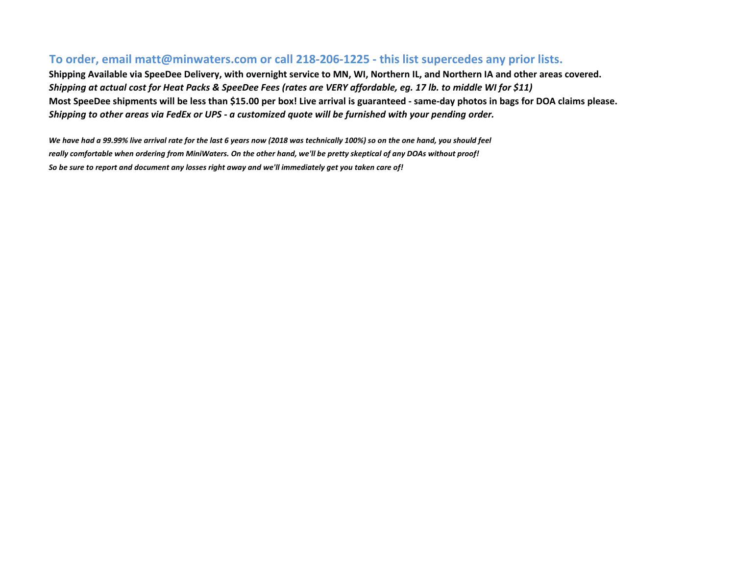## To order, email matt@minwaters.com or call 218-206-1225 - this list supercedes any prior lists.

**Shipping Available via SpeeDee Delivery, with overnight service to MN, WI, Northern IL, and Northern IA and other areas covered.**

***Shipping at actual cost for Heat Packs & SpeeDee Fees (rates are VERY affordable, eg. 17 lb. to middle WI for $11)***

**Most SpeeDee shipments will be less than $15.00 per box! Live arrival is guaranteed - same-day photos in bags for DOA claims please.**

***Shipping to other areas via FedEx or UPS - a customized quote will be furnished with your pending order.***

***We have had a 99.99% live arrival rate for the last 6 years now (2018 was technically 100%) so on the one hand, you should feel really comfortable when ordering from MiniWaters. On the other hand, we'll be pretty skeptical of any DOAs without proof! So be sure to report and document any losses right away and we'll immediately get you taken care of!***